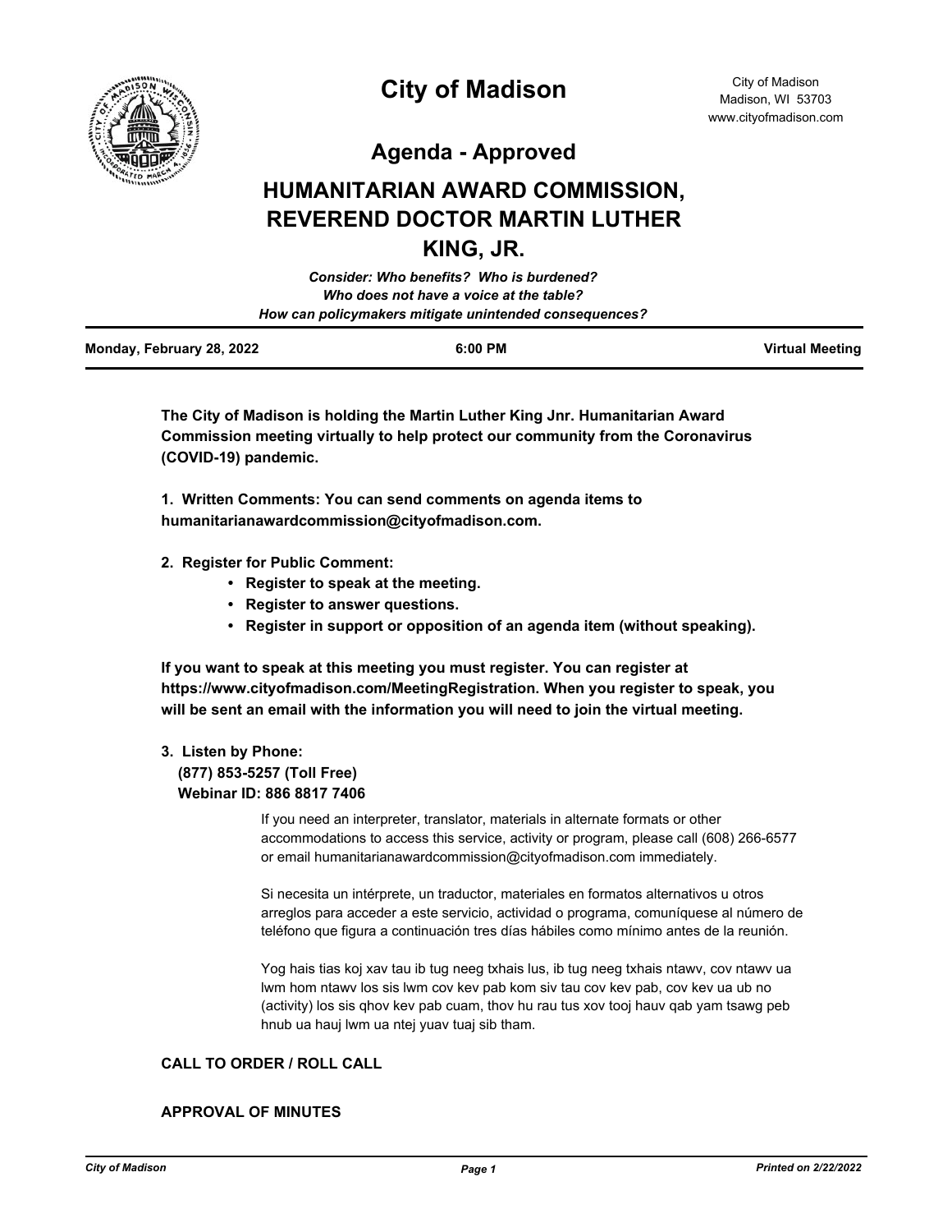# City of Madison

City of Madison
Madison, WI 53703
www.cityofmadison.com

## Agenda - Approved

# HUMANITARIAN AWARD COMMISSION, REVEREND DOCTOR MARTIN LUTHER KING, JR.

*Consider: Who benefits? Who is burdened?*
*Who does not have a voice at the table?*
*How can policymakers mitigate unintended consequences?*

| Monday, February 28, 2022 | 6:00 PM | Virtual Meeting |
|---|---|---|

**The City of Madison is holding the Martin Luther King Jnr. Humanitarian Award Commission meeting virtually to help protect our community from the Coronavirus (COVID-19) pandemic.**

**1. Written Comments: You can send comments on agenda items to humanitarianawardcommission@cityofmadison.com.**

**2. Register for Public Comment:**

- **Register to speak at the meeting.**
- **Register to answer questions.**
- **Register in support or opposition of an agenda item (without speaking).**

**If you want to speak at this meeting you must register. You can register at https://www.cityofmadison.com/MeetingRegistration. When you register to speak, you will be sent an email with the information you will need to join the virtual meeting.**

**3. Listen by Phone:**
**(877) 853-5257 (Toll Free)**
**Webinar ID: 886 8817 7406**

If you need an interpreter, translator, materials in alternate formats or other accommodations to access this service, activity or program, please call (608) 266-6577 or email humanitarianawardcommission@cityofmadison.com immediately.

Si necesita un intérprete, un traductor, materiales en formatos alternativos u otros arreglos para acceder a este servicio, actividad o programa, comuníquese al número de teléfono que figura a continuación tres días hábiles como mínimo antes de la reunión.

Yog hais tias koj xav tau ib tug neeg txhais lus, ib tug neeg txhais ntawv, cov ntawv ua lwm hom ntawv los sis lwm cov kev pab kom siv tau cov kev pab, cov kev ua ub no (activity) los sis qhov kev pab cuam, thov hu rau tus xov tooj hauv qab yam tsawg peb hnub ua hauj lwm ua ntej yuav tuaj sib tham.

**CALL TO ORDER / ROLL CALL**

**APPROVAL OF MINUTES**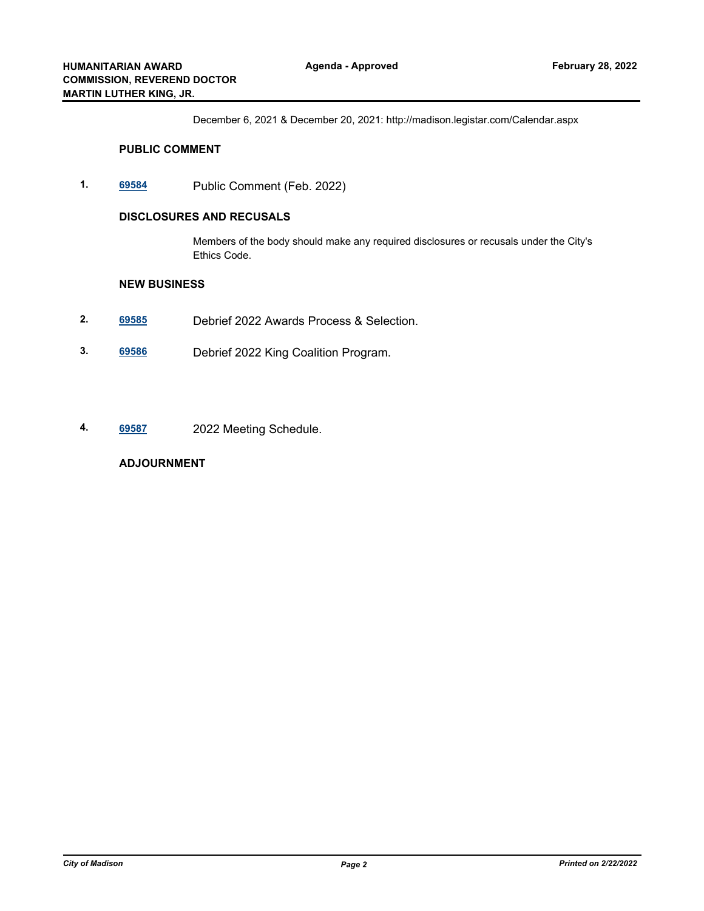December 6, 2021 & December 20, 2021: http://madison.legistar.com/Calendar.aspx

## PUBLIC COMMENT

1. **69584** Public Comment (Feb. 2022)

## DISCLOSURES AND RECUSALS

Members of the body should make any required disclosures or recusals under the City's Ethics Code.

## NEW BUSINESS

2. **69585** Debrief 2022 Awards Process & Selection.

3. **69586** Debrief 2022 King Coalition Program.

4. **69587** 2022 Meeting Schedule.

## ADJOURNMENT